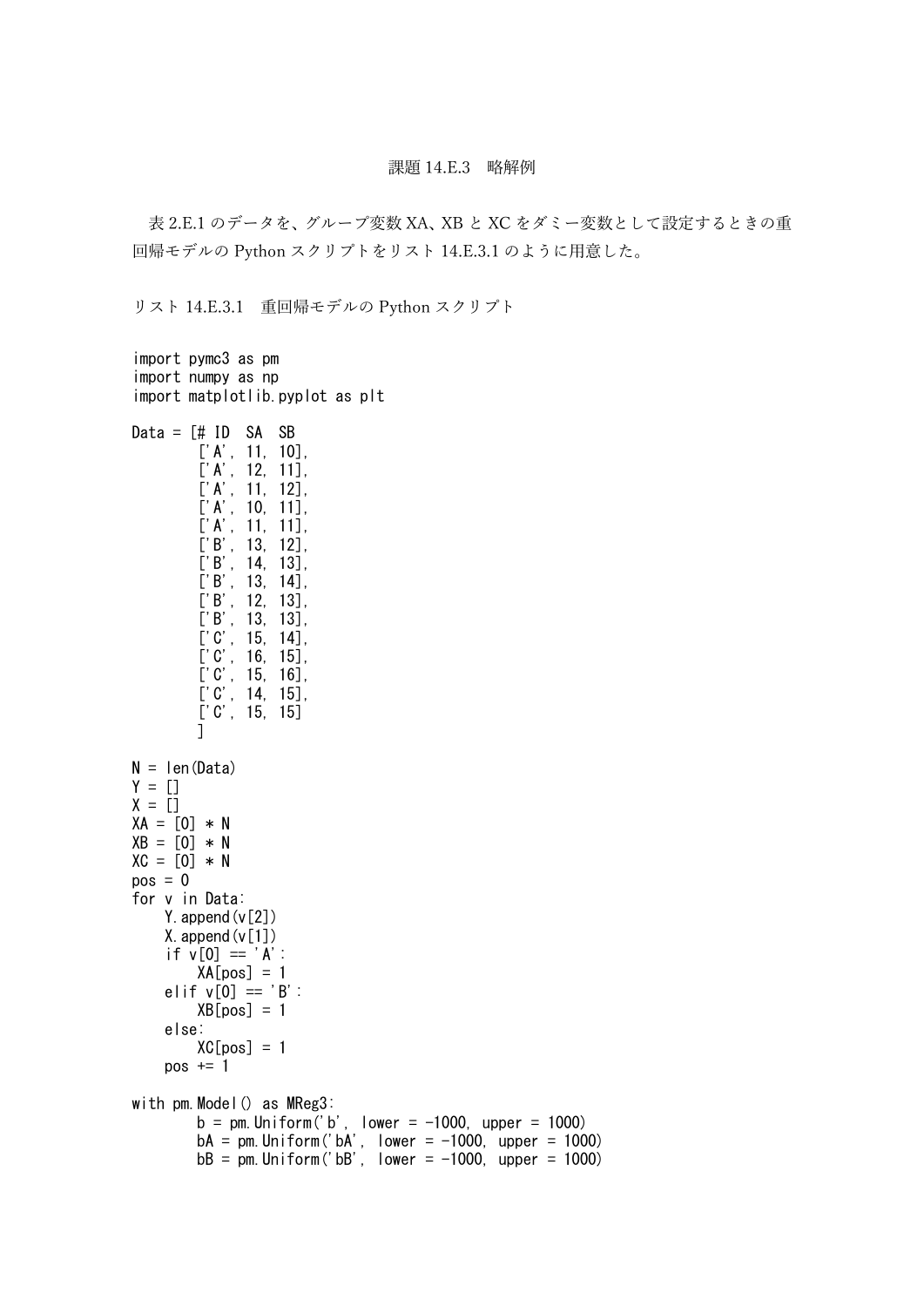課題 14.E.3　略解例

表 2.E.1 のデータを、グループ変数 XA、XB と XC をダミー変数として設定するときの重回帰モデルの Python スクリプトをリスト 14.E.3.1 のように用意した。

リスト 14.E.3.1　重回帰モデルの Python スクリプト

```
import pymc3 as pm
import numpy as np
import matplotlib.pyplot as plt

Data = [# ID  SA  SB
        ['A', 11, 10],
        ['A', 12, 11],
        ['A', 11, 12],
        ['A', 10, 11],
        ['A', 11, 11],
        ['B', 13, 12],
        ['B', 14, 13],
        ['B', 13, 14],
        ['B', 12, 13],
        ['B', 13, 13],
        ['C', 15, 14],
        ['C', 16, 15],
        ['C', 15, 16],
        ['C', 14, 15],
        ['C', 15, 15]
        ]

N = len(Data)
Y = []
X = []
XA = [0] * N
XB = [0] * N
XC = [0] * N
pos = 0
for v in Data:
    Y.append(v[2])
    X.append(v[1])
    if v[0] == 'A':
        XA[pos] = 1
    elif v[0] == 'B':
        XB[pos] = 1
    else:
        XC[pos] = 1
    pos += 1

with pm.Model() as MReg3:
        b = pm.Uniform('b', lower = -1000, upper = 1000)
        bA = pm.Uniform('bA', lower = -1000, upper = 1000)
        bB = pm.Uniform('bB', lower = -1000, upper = 1000)
```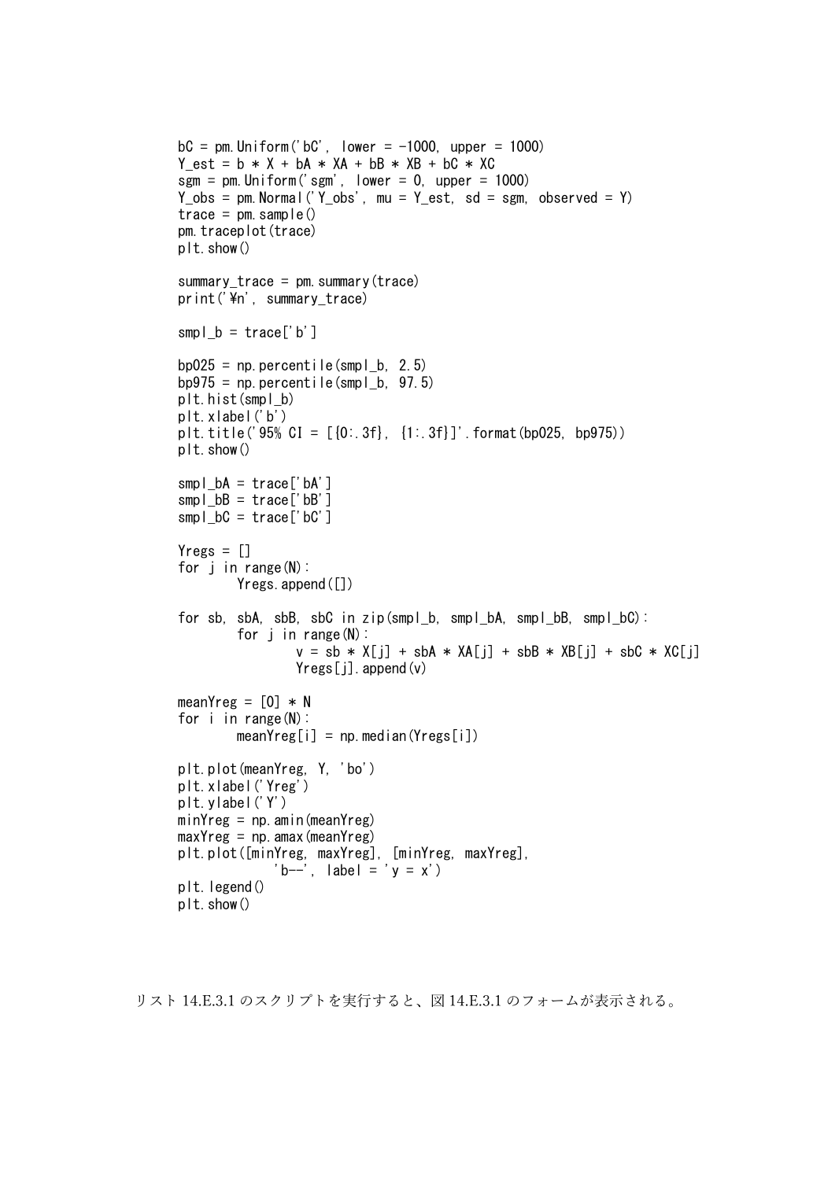```
    bC = pm.Uniform('bC', lower = -1000, upper = 1000)
    Y_est = b * X + bA * XA + bB * XB + bC * XC
    sgm = pm.Uniform('sgm', lower = 0, upper = 1000)
    Y_obs = pm.Normal('Y_obs', mu = Y_est, sd = sgm, observed = Y)
    trace = pm.sample()
    pm.traceplot(trace)
    plt.show()

    summary_trace = pm.summary(trace)
    print('¥n', summary_trace)

    smpl_b = trace['b']

    bp025 = np.percentile(smpl_b, 2.5)
    bp975 = np.percentile(smpl_b, 97.5)
    plt.hist(smpl_b)
    plt.xlabel('b')
    plt.title('95% CI = [{0:.3f}, {1:.3f}]'.format(bp025, bp975))
    plt.show()

    smpl_bA = trace['bA']
    smpl_bB = trace['bB']
    smpl_bC = trace['bC']

    Yregs = []
    for j in range(N):
            Yregs.append([])

    for sb, sbA, sbB, sbC in zip(smpl_b, smpl_bA, smpl_bB, smpl_bC):
            for j in range(N):
                    v = sb * X[j] + sbA * XA[j] + sbB * XB[j] + sbC * XC[j]
                    Yregs[j].append(v)

    meanYreg = [0] * N
    for i in range(N):
            meanYreg[i] = np.median(Yregs[i])

    plt.plot(meanYreg, Y, 'bo')
    plt.xlabel('Yreg')
    plt.ylabel('Y')
    minYreg = np.amin(meanYreg)
    maxYreg = np.amax(meanYreg)
    plt.plot([minYreg, maxYreg], [minYreg, maxYreg],
                'b--', label = 'y = x')
    plt.legend()
    plt.show()
```

リスト 14.E.3.1 のスクリプトを実行すると、図 14.E.3.1 のフォームが表示される。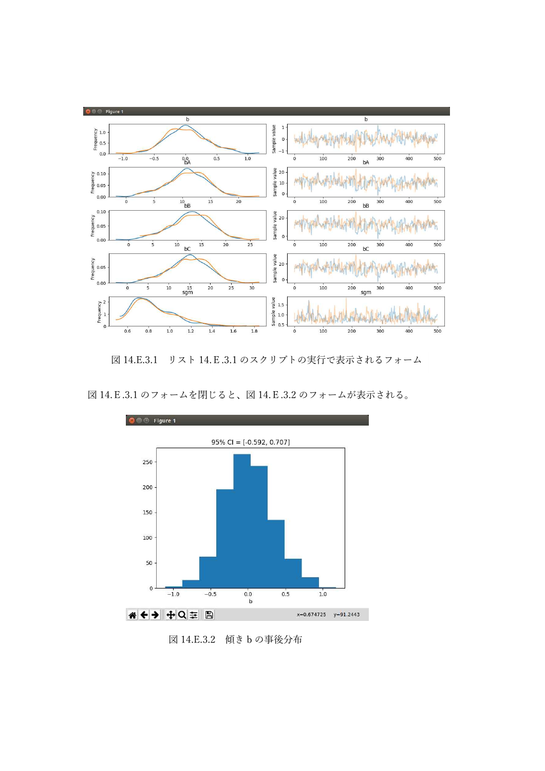図 14.E.3.1　リスト 14.E.3.1 のスクリプトの実行で表示されるフォーム

図 14.E.3.1 のフォームを閉じると、図 14.E.3.2 のフォームが表示される。

図 14.E.3.2　傾き b の事後分布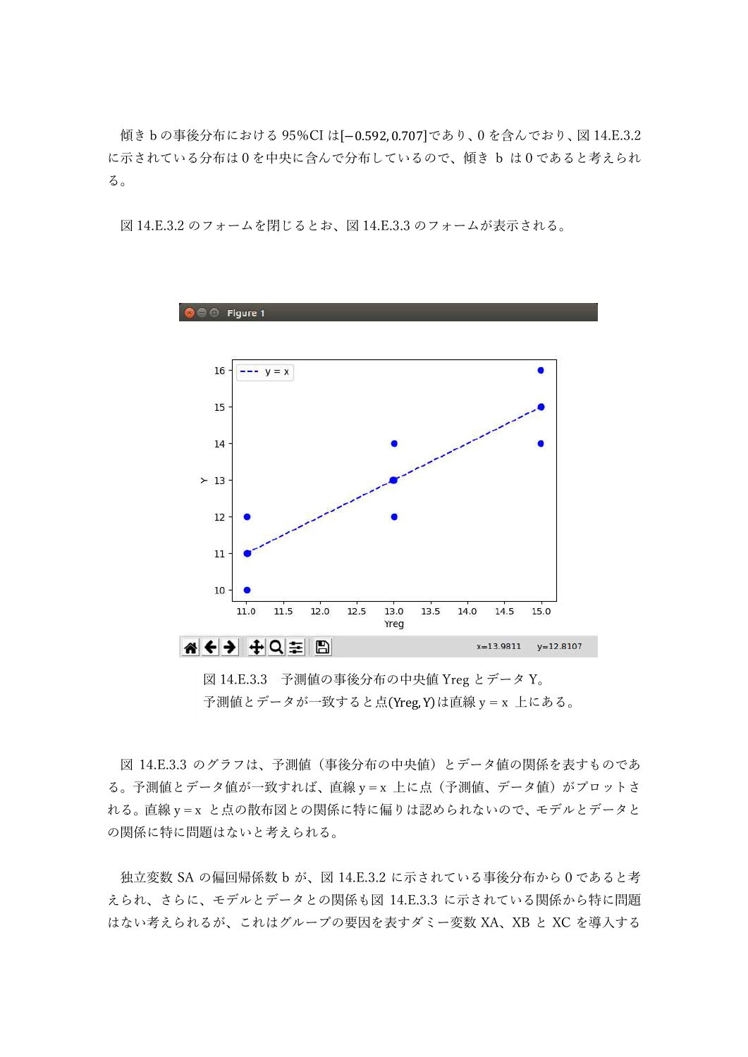傾き b の事後分布における 95%CI は$[-0.592, 0.707]$であり、0 を含んでおり、図 14.E.3.2 に示されている分布は 0 を中央に含んで分布しているので、傾き b は 0 であると考えられる。

図 14.E.3.2 のフォームを閉じるとお、図 14.E.3.3 のフォームが表示される。

図 14.E.3.3 予測値の事後分布の中央値 Yreg とデータ Y。
予測値とデータが一致すると点(Yreg, Y)は直線 $y = x$ 上にある。

図 14.E.3.3 のグラフは、予測値（事後分布の中央値）とデータ値の関係を表すものである。予測値とデータ値が一致すれば、直線 $y = x$ 上に点（予測値、データ値）がプロットされる。直線 $y = x$ と点の散布図との関係に特に偏りは認められないので、モデルとデータとの関係に特に問題はないと考えられる。

独立変数 SA の偏回帰係数 b が、図 14.E.3.2 に示されている事後分布から 0 であると考えられ、さらに、モデルとデータとの関係も図 14.E.3.3 に示されている関係から特に問題はない考えられるが、これはグループの要因を表すダミー変数 XA、XB と XC を導入する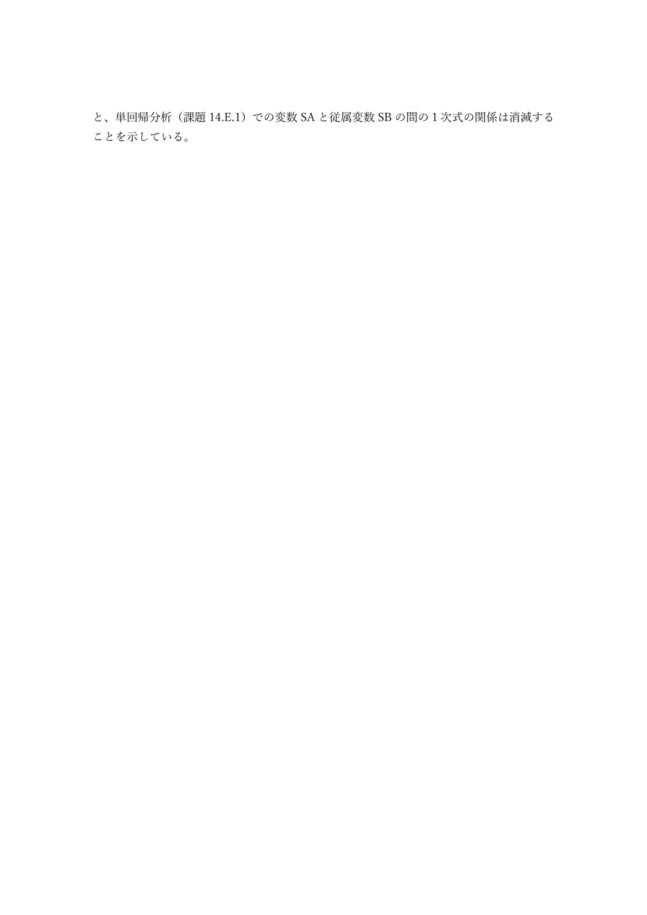と、単回帰分析（課題 14.E.1）での変数 SA と従属変数 SB の間の 1 次式の関係は消滅することを示している。